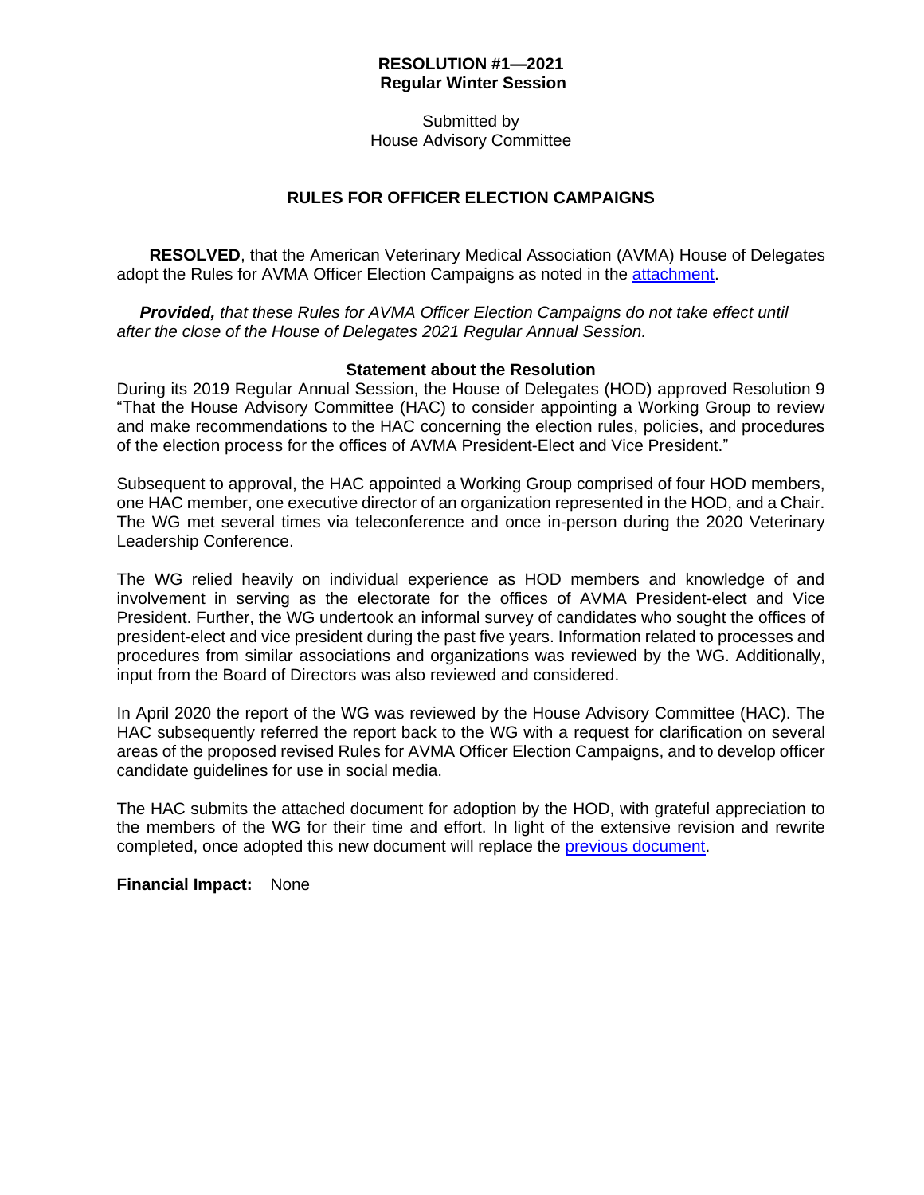**RESOLUTION #1—2021**
**Regular Winter Session**

Submitted by
House Advisory Committee

# RULES FOR OFFICER ELECTION CAMPAIGNS

**RESOLVED**, that the American Veterinary Medical Association (AVMA) House of Delegates adopt the Rules for AVMA Officer Election Campaigns as noted in the attachment.

***Provided,*** *that these Rules for AVMA Officer Election Campaigns do not take effect until after the close of the House of Delegates 2021 Regular Annual Session.*

## Statement about the Resolution

During its 2019 Regular Annual Session, the House of Delegates (HOD) approved Resolution 9 "That the House Advisory Committee (HAC) to consider appointing a Working Group to review and make recommendations to the HAC concerning the election rules, policies, and procedures of the election process for the offices of AVMA President-Elect and Vice President."

Subsequent to approval, the HAC appointed a Working Group comprised of four HOD members, one HAC member, one executive director of an organization represented in the HOD, and a Chair. The WG met several times via teleconference and once in-person during the 2020 Veterinary Leadership Conference.

The WG relied heavily on individual experience as HOD members and knowledge of and involvement in serving as the electorate for the offices of AVMA President-elect and Vice President. Further, the WG undertook an informal survey of candidates who sought the offices of president-elect and vice president during the past five years. Information related to processes and procedures from similar associations and organizations was reviewed by the WG. Additionally, input from the Board of Directors was also reviewed and considered.

In April 2020 the report of the WG was reviewed by the House Advisory Committee (HAC). The HAC subsequently referred the report back to the WG with a request for clarification on several areas of the proposed revised Rules for AVMA Officer Election Campaigns, and to develop officer candidate guidelines for use in social media.

The HAC submits the attached document for adoption by the HOD, with grateful appreciation to the members of the WG for their time and effort. In light of the extensive revision and rewrite completed, once adopted this new document will replace the previous document.

**Financial Impact:** None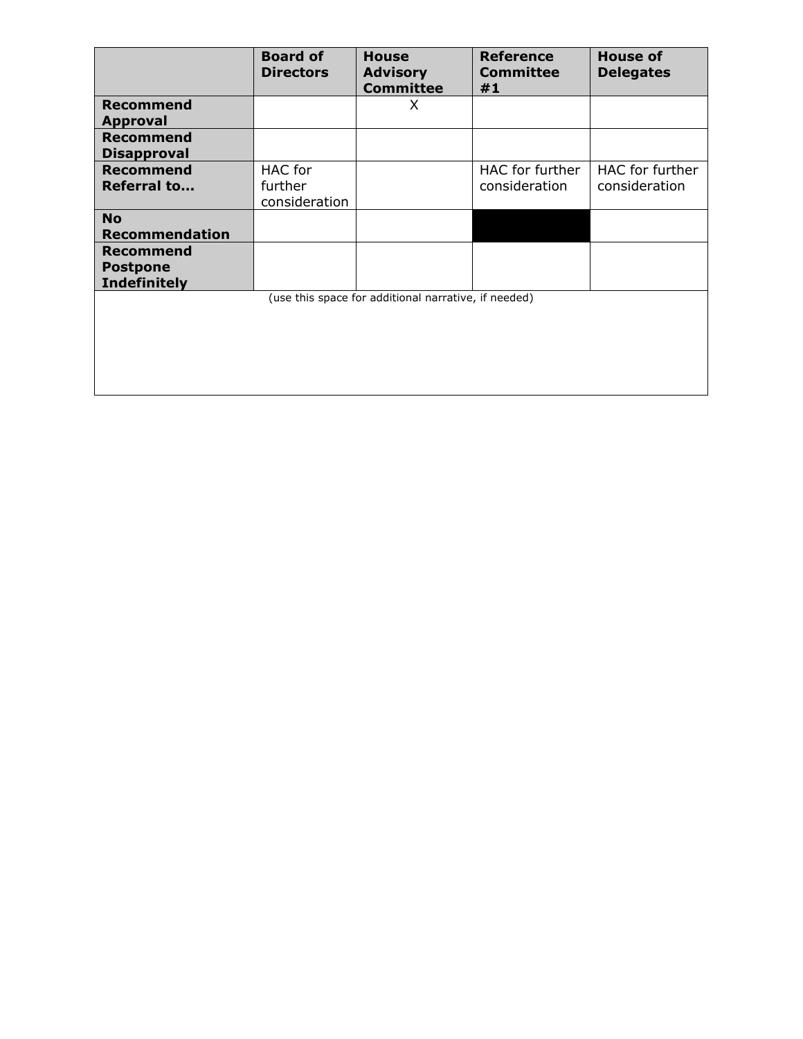| | Board of Directors | House Advisory Committee | Reference Committee #1 | House of Delegates |
|---|---|---|---|---|
| **Recommend Approval** | | X | | |
| **Recommend Disapproval** | | | | |
| **Recommend Referral to…** | HAC for further consideration | | HAC for further consideration | HAC for further consideration |
| **No Recommendation** | | | | |
| **Recommend Postpone Indefinitely** | | | | |

(use this space for additional narrative, if needed)